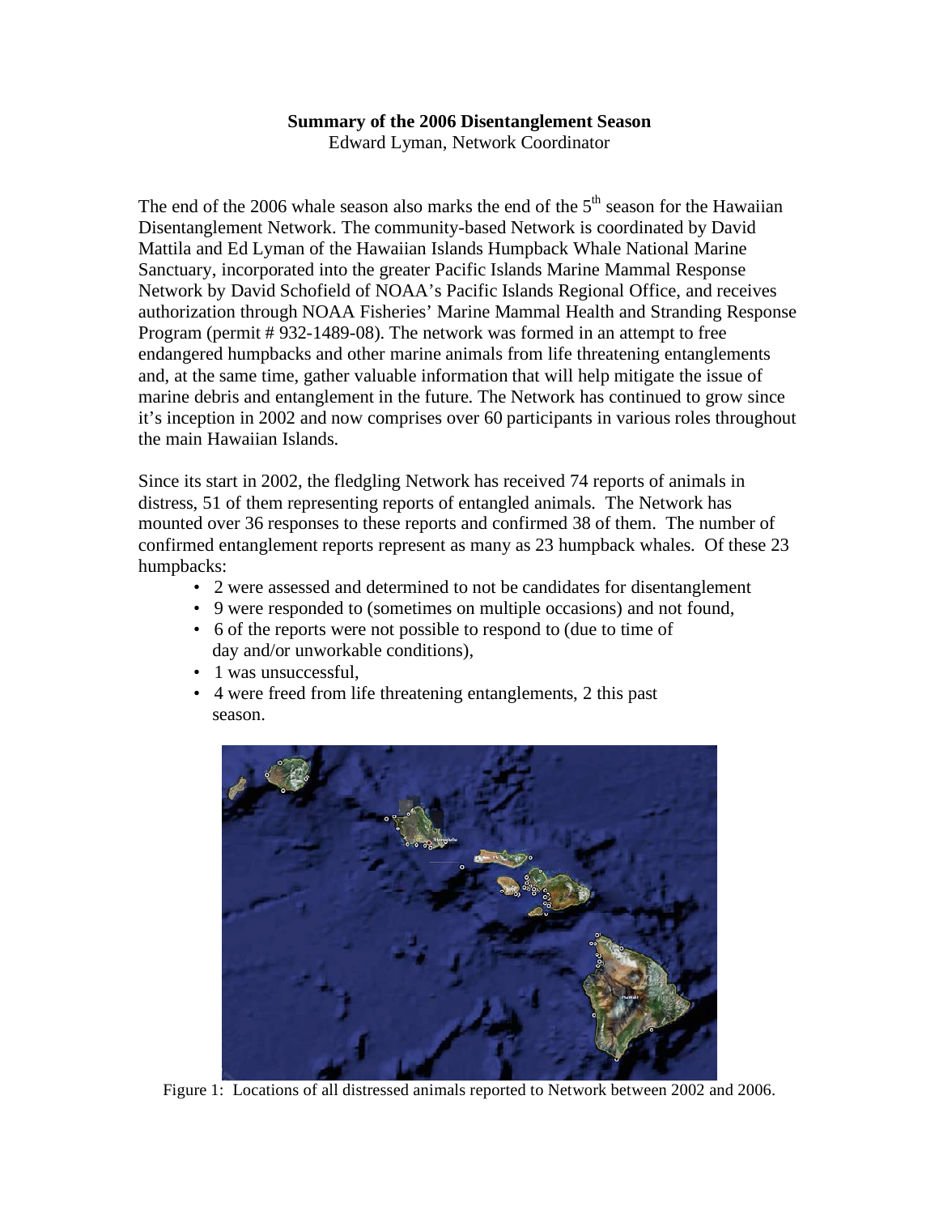**Summary of the 2006 Disentanglement Season**

Edward Lyman, Network Coordinator

The end of the 2006 whale season also marks the end of the 5$^{th}$ season for the Hawaiian Disentanglement Network. The community-based Network is coordinated by David Mattila and Ed Lyman of the Hawaiian Islands Humpback Whale National Marine Sanctuary, incorporated into the greater Pacific Islands Marine Mammal Response Network by David Schofield of NOAA's Pacific Islands Regional Office, and receives authorization through NOAA Fisheries' Marine Mammal Health and Stranding Response Program (permit # 932-1489-08). The network was formed in an attempt to free endangered humpbacks and other marine animals from life threatening entanglements and, at the same time, gather valuable information that will help mitigate the issue of marine debris and entanglement in the future. The Network has continued to grow since it's inception in 2002 and now comprises over 60 participants in various roles throughout the main Hawaiian Islands.

Since its start in 2002, the fledgling Network has received 74 reports of animals in distress, 51 of them representing reports of entangled animals. The Network has mounted over 36 responses to these reports and confirmed 38 of them. The number of confirmed entanglement reports represent as many as 23 humpback whales. Of these 23 humpbacks:

- 2 were assessed and determined to not be candidates for disentanglement
- 9 were responded to (sometimes on multiple occasions) and not found,
- 6 of the reports were not possible to respond to (due to time of day and/or unworkable conditions),
- 1 was unsuccessful,
- 4 were freed from life threatening entanglements, 2 this past season.

Figure 1: Locations of all distressed animals reported to Network between 2002 and 2006.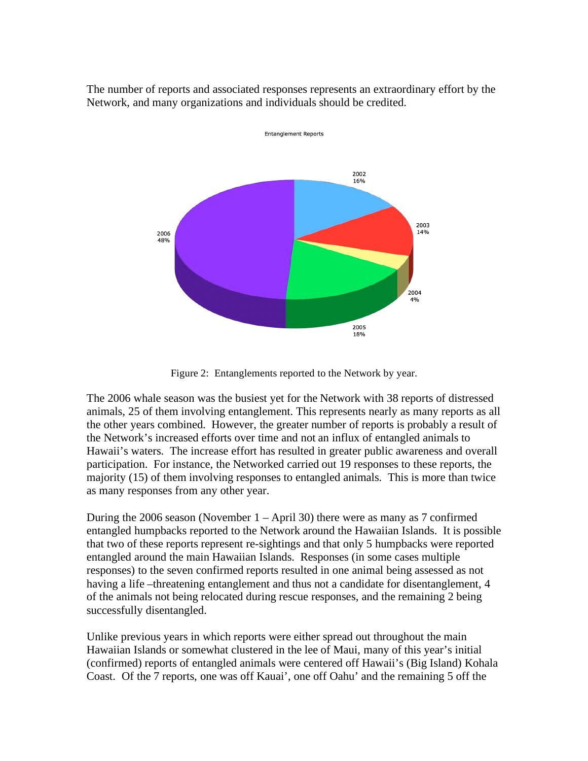The number of reports and associated responses represents an extraordinary effort by the Network, and many organizations and individuals should be credited.

Entanglement Reports

2002 16%

2003 14%

2004 4%

2005 18%

2006 48%

Figure 2: Entanglements reported to the Network by year.

The 2006 whale season was the busiest yet for the Network with 38 reports of distressed animals, 25 of them involving entanglement. This represents nearly as many reports as all the other years combined. However, the greater number of reports is probably a result of the Network's increased efforts over time and not an influx of entangled animals to Hawaii's waters. The increase effort has resulted in greater public awareness and overall participation. For instance, the Networked carried out 19 responses to these reports, the majority (15) of them involving responses to entangled animals. This is more than twice as many responses from any other year.

During the 2006 season (November 1 – April 30) there were as many as 7 confirmed entangled humpbacks reported to the Network around the Hawaiian Islands. It is possible that two of these reports represent re-sightings and that only 5 humpbacks were reported entangled around the main Hawaiian Islands. Responses (in some cases multiple responses) to the seven confirmed reports resulted in one animal being assessed as not having a life –threatening entanglement and thus not a candidate for disentanglement, 4 of the animals not being relocated during rescue responses, and the remaining 2 being successfully disentangled.

Unlike previous years in which reports were either spread out throughout the main Hawaiian Islands or somewhat clustered in the lee of Maui, many of this year's initial (confirmed) reports of entangled animals were centered off Hawaii's (Big Island) Kohala Coast. Of the 7 reports, one was off Kauai', one off Oahu' and the remaining 5 off the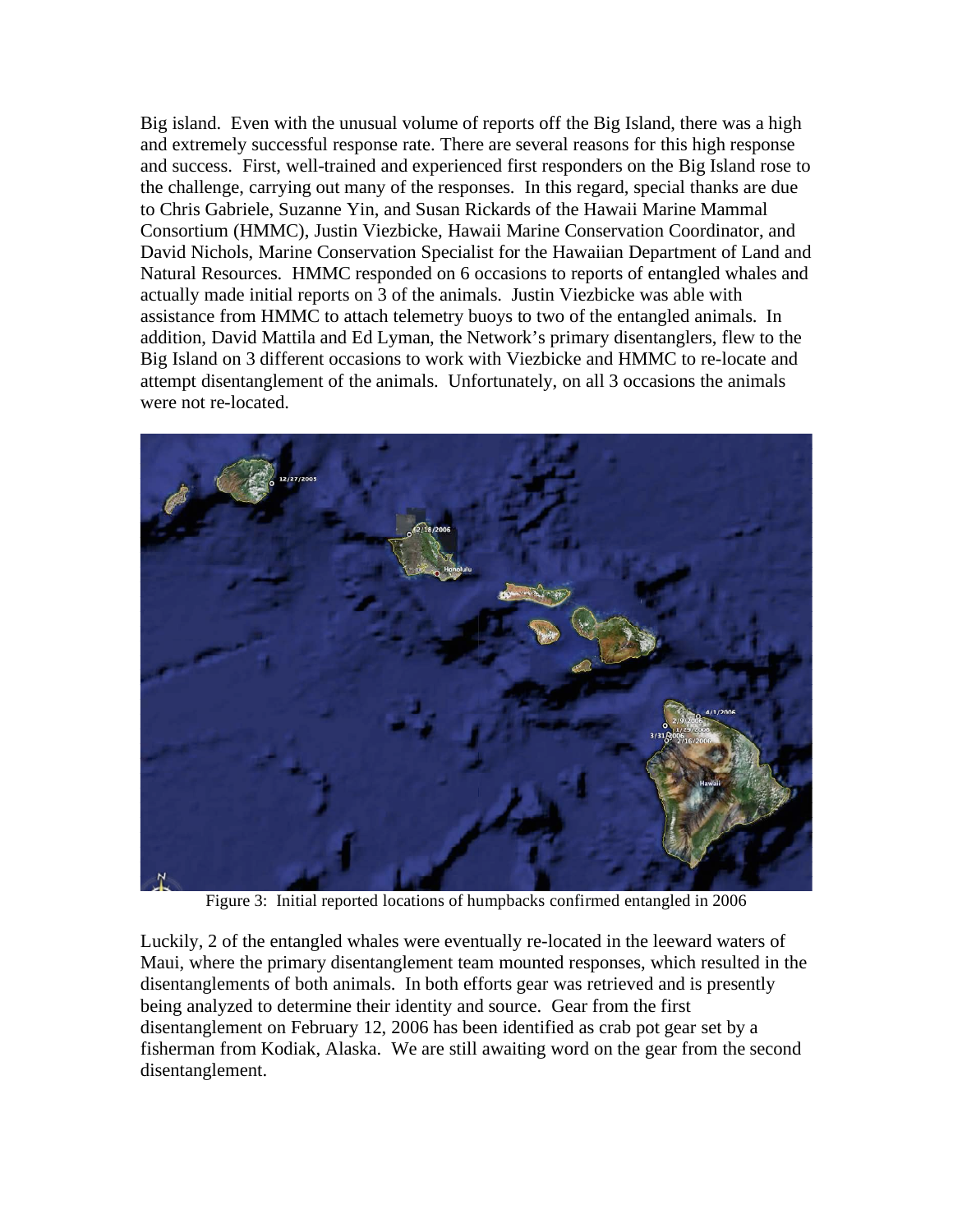Big island. Even with the unusual volume of reports off the Big Island, there was a high and extremely successful response rate. There are several reasons for this high response and success. First, well-trained and experienced first responders on the Big Island rose to the challenge, carrying out many of the responses. In this regard, special thanks are due to Chris Gabriele, Suzanne Yin, and Susan Rickards of the Hawaii Marine Mammal Consortium (HMMC), Justin Viezbicke, Hawaii Marine Conservation Coordinator, and David Nichols, Marine Conservation Specialist for the Hawaiian Department of Land and Natural Resources. HMMC responded on 6 occasions to reports of entangled whales and actually made initial reports on 3 of the animals. Justin Viezbicke was able with assistance from HMMC to attach telemetry buoys to two of the entangled animals. In addition, David Mattila and Ed Lyman, the Network's primary disentanglers, flew to the Big Island on 3 different occasions to work with Viezbicke and HMMC to re-locate and attempt disentanglement of the animals. Unfortunately, on all 3 occasions the animals were not re-located.

Figure 3: Initial reported locations of humpbacks confirmed entangled in 2006

Luckily, 2 of the entangled whales were eventually re-located in the leeward waters of Maui, where the primary disentanglement team mounted responses, which resulted in the disentanglements of both animals. In both efforts gear was retrieved and is presently being analyzed to determine their identity and source. Gear from the first disentanglement on February 12, 2006 has been identified as crab pot gear set by a fisherman from Kodiak, Alaska. We are still awaiting word on the gear from the second disentanglement.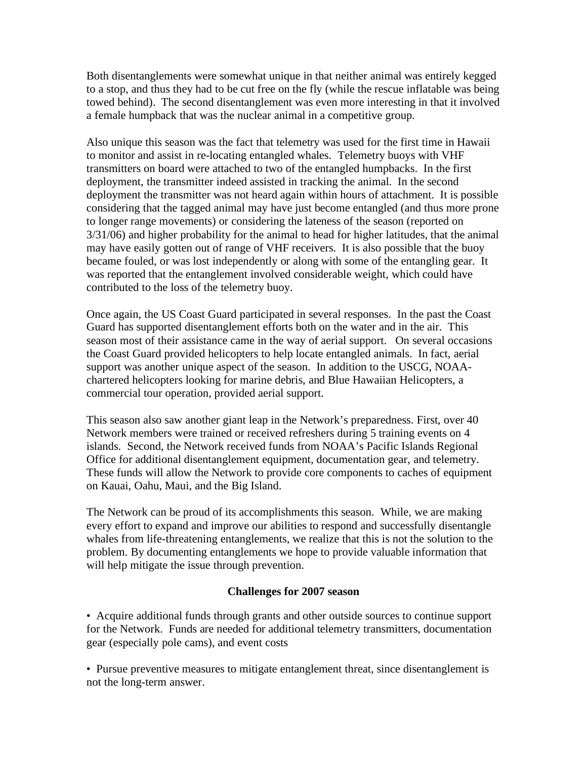Both disentanglements were somewhat unique in that neither animal was entirely kegged to a stop, and thus they had to be cut free on the fly (while the rescue inflatable was being towed behind). The second disentanglement was even more interesting in that it involved a female humpback that was the nuclear animal in a competitive group.

Also unique this season was the fact that telemetry was used for the first time in Hawaii to monitor and assist in re-locating entangled whales. Telemetry buoys with VHF transmitters on board were attached to two of the entangled humpbacks. In the first deployment, the transmitter indeed assisted in tracking the animal. In the second deployment the transmitter was not heard again within hours of attachment. It is possible considering that the tagged animal may have just become entangled (and thus more prone to longer range movements) or considering the lateness of the season (reported on 3/31/06) and higher probability for the animal to head for higher latitudes, that the animal may have easily gotten out of range of VHF receivers. It is also possible that the buoy became fouled, or was lost independently or along with some of the entangling gear. It was reported that the entanglement involved considerable weight, which could have contributed to the loss of the telemetry buoy.

Once again, the US Coast Guard participated in several responses. In the past the Coast Guard has supported disentanglement efforts both on the water and in the air. This season most of their assistance came in the way of aerial support. On several occasions the Coast Guard provided helicopters to help locate entangled animals. In fact, aerial support was another unique aspect of the season. In addition to the USCG, NOAA-chartered helicopters looking for marine debris, and Blue Hawaiian Helicopters, a commercial tour operation, provided aerial support.

This season also saw another giant leap in the Network's preparedness. First, over 40 Network members were trained or received refreshers during 5 training events on 4 islands. Second, the Network received funds from NOAA's Pacific Islands Regional Office for additional disentanglement equipment, documentation gear, and telemetry. These funds will allow the Network to provide core components to caches of equipment on Kauai, Oahu, Maui, and the Big Island.

The Network can be proud of its accomplishments this season. While, we are making every effort to expand and improve our abilities to respond and successfully disentangle whales from life-threatening entanglements, we realize that this is not the solution to the problem. By documenting entanglements we hope to provide valuable information that will help mitigate the issue through prevention.

**Challenges for 2007 season**

- Acquire additional funds through grants and other outside sources to continue support for the Network. Funds are needed for additional telemetry transmitters, documentation gear (especially pole cams), and event costs

- Pursue preventive measures to mitigate entanglement threat, since disentanglement is not the long-term answer.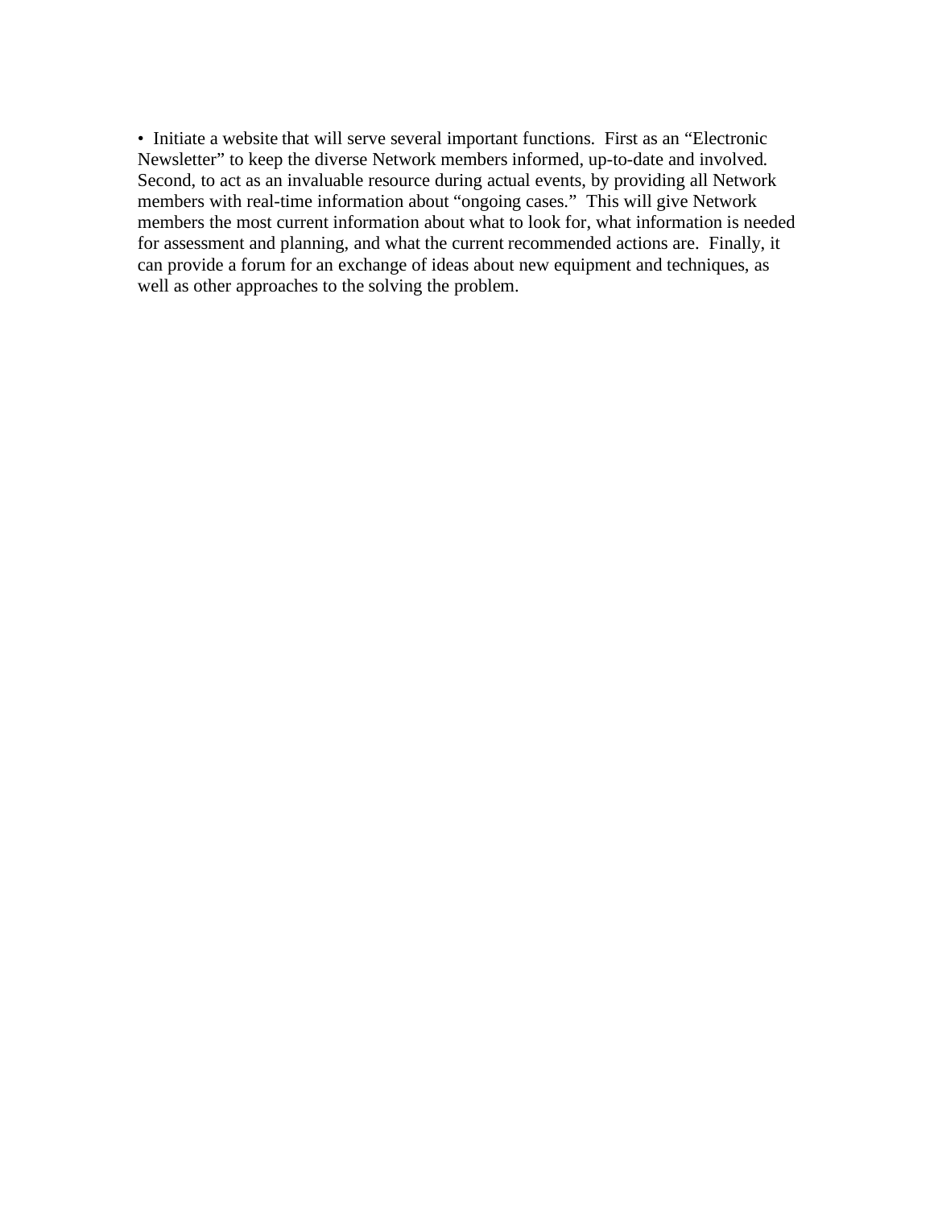- Initiate a website that will serve several important functions. First as an "Electronic Newsletter" to keep the diverse Network members informed, up-to-date and involved. Second, to act as an invaluable resource during actual events, by providing all Network members with real-time information about "ongoing cases." This will give Network members the most current information about what to look for, what information is needed for assessment and planning, and what the current recommended actions are. Finally, it can provide a forum for an exchange of ideas about new equipment and techniques, as well as other approaches to the solving the problem.